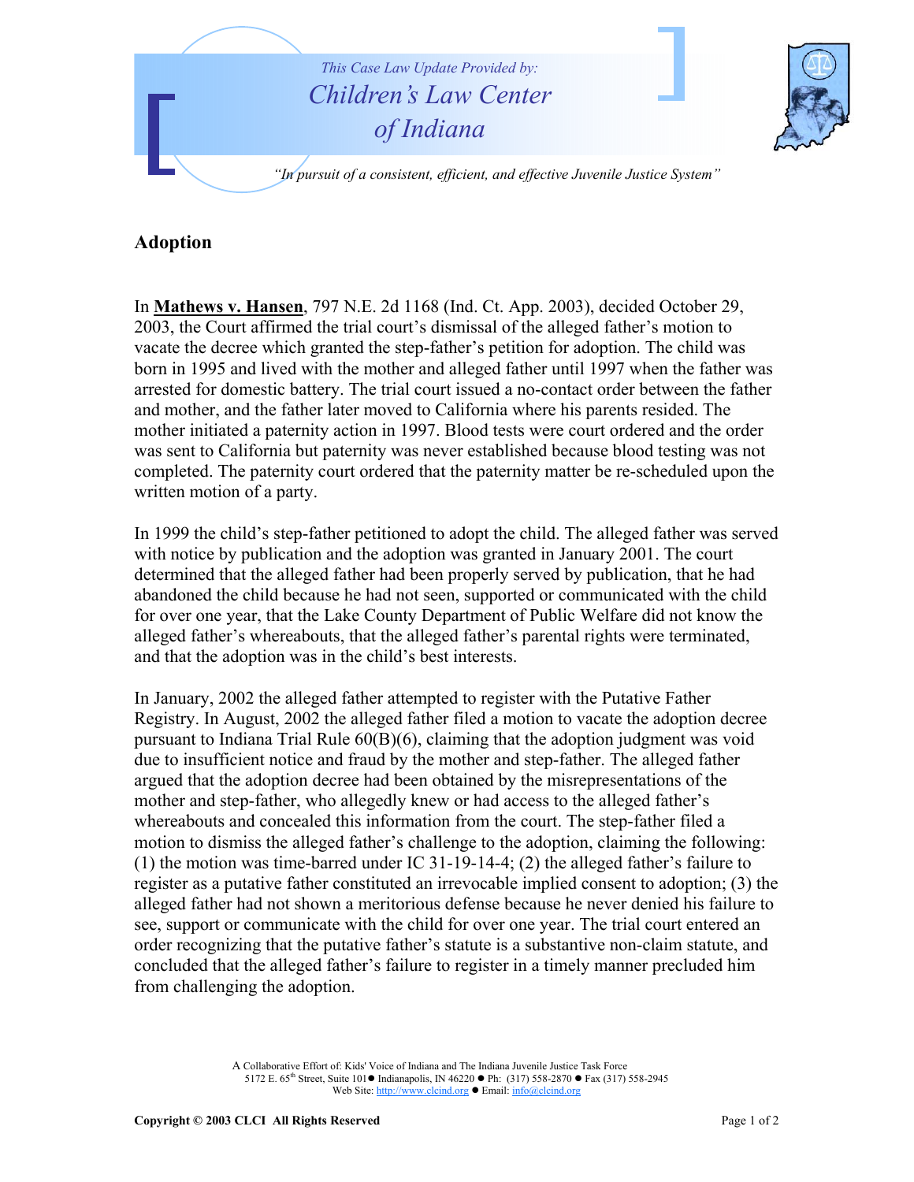This Case Law Update Provided by:

Children's Law Center of Indiana

*"In pursuit of a consistent, efficient, and effective Juvenile Justice System"*

## Adoption

In **Mathews v. Hansen**, 797 N.E. 2d 1168 (Ind. Ct. App. 2003), decided October 29, 2003, the Court affirmed the trial court's dismissal of the alleged father's motion to vacate the decree which granted the step-father's petition for adoption. The child was born in 1995 and lived with the mother and alleged father until 1997 when the father was arrested for domestic battery. The trial court issued a no-contact order between the father and mother, and the father later moved to California where his parents resided. The mother initiated a paternity action in 1997. Blood tests were court ordered and the order was sent to California but paternity was never established because blood testing was not completed. The paternity court ordered that the paternity matter be re-scheduled upon the written motion of a party.

In 1999 the child's step-father petitioned to adopt the child. The alleged father was served with notice by publication and the adoption was granted in January 2001. The court determined that the alleged father had been properly served by publication, that he had abandoned the child because he had not seen, supported or communicated with the child for over one year, that the Lake County Department of Public Welfare did not know the alleged father's whereabouts, that the alleged father's parental rights were terminated, and that the adoption was in the child's best interests.

In January, 2002 the alleged father attempted to register with the Putative Father Registry. In August, 2002 the alleged father filed a motion to vacate the adoption decree pursuant to Indiana Trial Rule 60(B)(6), claiming that the adoption judgment was void due to insufficient notice and fraud by the mother and step-father. The alleged father argued that the adoption decree had been obtained by the misrepresentations of the mother and step-father, who allegedly knew or had access to the alleged father's whereabouts and concealed this information from the court. The step-father filed a motion to dismiss the alleged father's challenge to the adoption, claiming the following: (1) the motion was time-barred under IC 31-19-14-4; (2) the alleged father's failure to register as a putative father constituted an irrevocable implied consent to adoption; (3) the alleged father had not shown a meritorious defense because he never denied his failure to see, support or communicate with the child for over one year. The trial court entered an order recognizing that the putative father's statute is a substantive non-claim statute, and concluded that the alleged father's failure to register in a timely manner precluded him from challenging the adoption.

A Collaborative Effort of: Kids' Voice of Indiana and The Indiana Juvenile Justice Task Force
5172 E. 65th Street, Suite 101 ● Indianapolis, IN 46220 ● Ph: (317) 558-2870 ● Fax (317) 558-2945
Web Site: http://www.clcind.org ● Email: info@clcind.org

Copyright © 2003 CLCI All Rights Reserved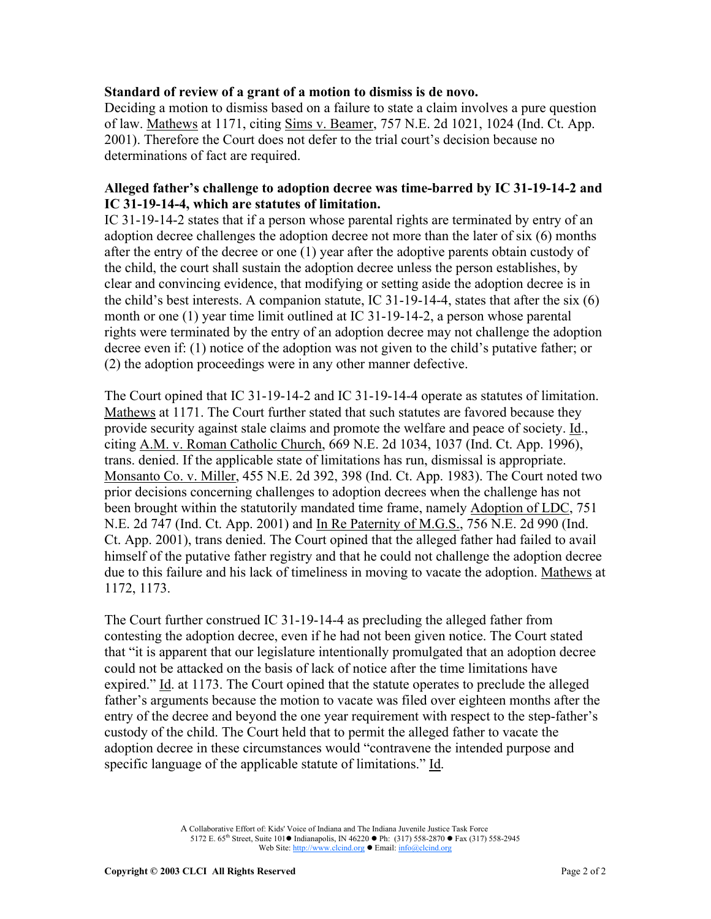**Standard of review of a grant of a motion to dismiss is de novo.**

Deciding a motion to dismiss based on a failure to state a claim involves a pure question of law. Mathews at 1171, citing Sims v. Beamer, 757 N.E. 2d 1021, 1024 (Ind. Ct. App. 2001). Therefore the Court does not defer to the trial court's decision because no determinations of fact are required.

**Alleged father's challenge to adoption decree was time-barred by IC 31-19-14-2 and IC 31-19-14-4, which are statutes of limitation.**

IC 31-19-14-2 states that if a person whose parental rights are terminated by entry of an adoption decree challenges the adoption decree not more than the later of six (6) months after the entry of the decree or one (1) year after the adoptive parents obtain custody of the child, the court shall sustain the adoption decree unless the person establishes, by clear and convincing evidence, that modifying or setting aside the adoption decree is in the child's best interests. A companion statute, IC 31-19-14-4, states that after the six (6) month or one (1) year time limit outlined at IC 31-19-14-2, a person whose parental rights were terminated by the entry of an adoption decree may not challenge the adoption decree even if: (1) notice of the adoption was not given to the child's putative father; or (2) the adoption proceedings were in any other manner defective.

The Court opined that IC 31-19-14-2 and IC 31-19-14-4 operate as statutes of limitation. Mathews at 1171. The Court further stated that such statutes are favored because they provide security against stale claims and promote the welfare and peace of society. Id., citing A.M. v. Roman Catholic Church, 669 N.E. 2d 1034, 1037 (Ind. Ct. App. 1996), trans. denied. If the applicable state of limitations has run, dismissal is appropriate. Monsanto Co. v. Miller, 455 N.E. 2d 392, 398 (Ind. Ct. App. 1983). The Court noted two prior decisions concerning challenges to adoption decrees when the challenge has not been brought within the statutorily mandated time frame, namely Adoption of LDC, 751 N.E. 2d 747 (Ind. Ct. App. 2001) and In Re Paternity of M.G.S., 756 N.E. 2d 990 (Ind. Ct. App. 2001), trans denied. The Court opined that the alleged father had failed to avail himself of the putative father registry and that he could not challenge the adoption decree due to this failure and his lack of timeliness in moving to vacate the adoption. Mathews at 1172, 1173.

The Court further construed IC 31-19-14-4 as precluding the alleged father from contesting the adoption decree, even if he had not been given notice. The Court stated that "it is apparent that our legislature intentionally promulgated that an adoption decree could not be attacked on the basis of lack of notice after the time limitations have expired." Id. at 1173. The Court opined that the statute operates to preclude the alleged father's arguments because the motion to vacate was filed over eighteen months after the entry of the decree and beyond the one year requirement with respect to the step-father's custody of the child. The Court held that to permit the alleged father to vacate the adoption decree in these circumstances would "contravene the intended purpose and specific language of the applicable statute of limitations." Id.

A Collaborative Effort of: Kids' Voice of Indiana and The Indiana Juvenile Justice Task Force
5172 E. 65th Street, Suite 101 ● Indianapolis, IN 46220 ● Ph: (317) 558-2870 ● Fax (317) 558-2945
Web Site: http://www.clcind.org ● Email: info@clcind.org

**Copyright © 2003 CLCI All Rights Reserved**